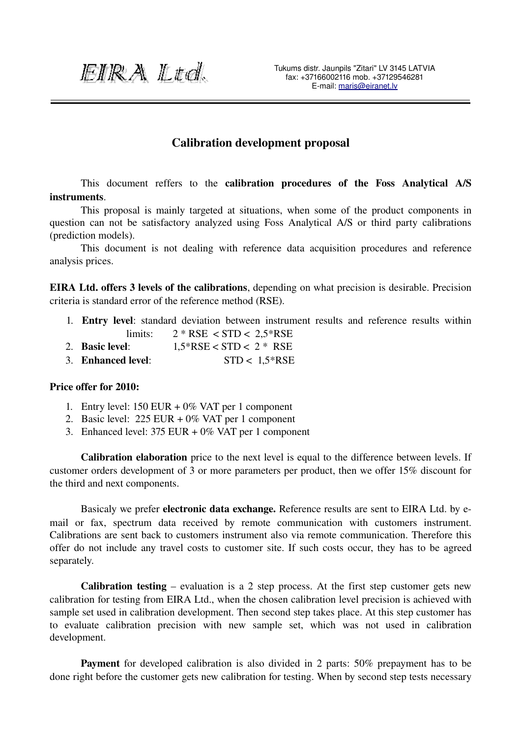EIRA Ltd.

Tukums distr. Jaunpils "Zitari" LV 3145 LATVIA
fax: +37166002116 mob. +37129546281
E-mail: maris@eiranet.lv

---

# Calibration development proposal

This document reffers to the **calibration procedures of the Foss Analytical A/S instruments**.

This proposal is mainly targeted at situations, when some of the product components in question can not be satisfactory analyzed using Foss Analytical A/S or third party calibrations (prediction models).

This document is not dealing with reference data acquisition procedures and reference analysis prices.

**EIRA Ltd. offers 3 levels of the calibrations**, depending on what precision is desirable. Precision criteria is standard error of the reference method (RSE).

1. **Entry level**: standard deviation between instrument results and reference results within limits: $2 * RSE < STD < 2{,}5*RSE$
2. **Basic level**: $1{,}5*RSE < STD < 2 * RSE$
3. **Enhanced level**: $STD < 1{,}5*RSE$

**Price offer for 2010:**

1. Entry level: 150 EUR + 0% VAT per 1 component
2. Basic level: 225 EUR + 0% VAT per 1 component
3. Enhanced level: 375 EUR + 0% VAT per 1 component

**Calibration elaboration** price to the next level is equal to the difference between levels. If customer orders development of 3 or more parameters per product, then we offer 15% discount for the third and next components.

Basicaly we prefer **electronic data exchange.** Reference results are sent to EIRA Ltd. by e-mail or fax, spectrum data received by remote communication with customers instrument. Calibrations are sent back to customers instrument also via remote communication. Therefore this offer do not include any travel costs to customer site. If such costs occur, they has to be agreed separately.

**Calibration testing** – evaluation is a 2 step process. At the first step customer gets new calibration for testing from EIRA Ltd., when the chosen calibration level precision is achieved with sample set used in calibration development. Then second step takes place. At this step customer has to evaluate calibration precision with new sample set, which was not used in calibration development.

**Payment** for developed calibration is also divided in 2 parts: 50% prepayment has to be done right before the customer gets new calibration for testing. When by second step tests necessary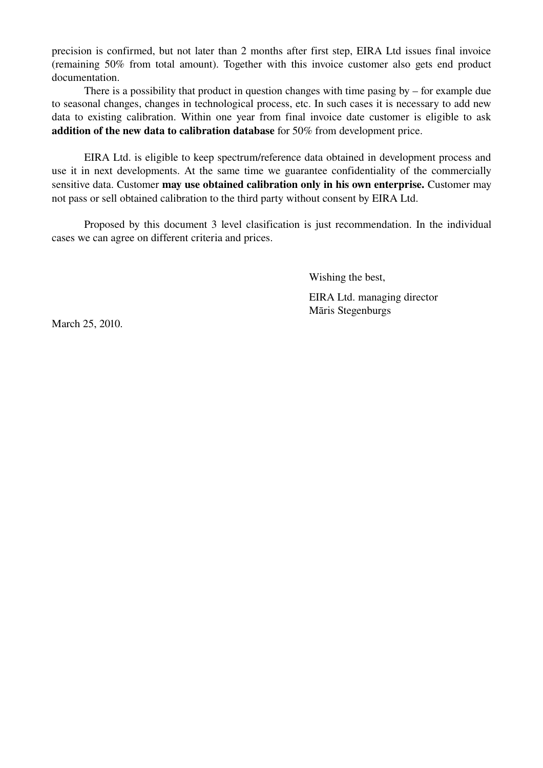precision is confirmed, but not later than 2 months after first step, EIRA Ltd issues final invoice (remaining 50% from total amount). Together with this invoice customer also gets end product documentation.

There is a possibility that product in question changes with time pasing by – for example due to seasonal changes, changes in technological process, etc. In such cases it is necessary to add new data to existing calibration. Within one year from final invoice date customer is eligible to ask **addition of the new data to calibration database** for 50% from development price.

EIRA Ltd. is eligible to keep spectrum/reference data obtained in development process and use it in next developments. At the same time we guarantee confidentiality of the commercially sensitive data. Customer **may use obtained calibration only in his own enterprise.** Customer may not pass or sell obtained calibration to the third party without consent by EIRA Ltd.

Proposed by this document 3 level clasification is just recommendation. In the individual cases we can agree on different criteria and prices.

Wishing the best,

EIRA Ltd. managing director
Māris Stegenburgs

March 25, 2010.